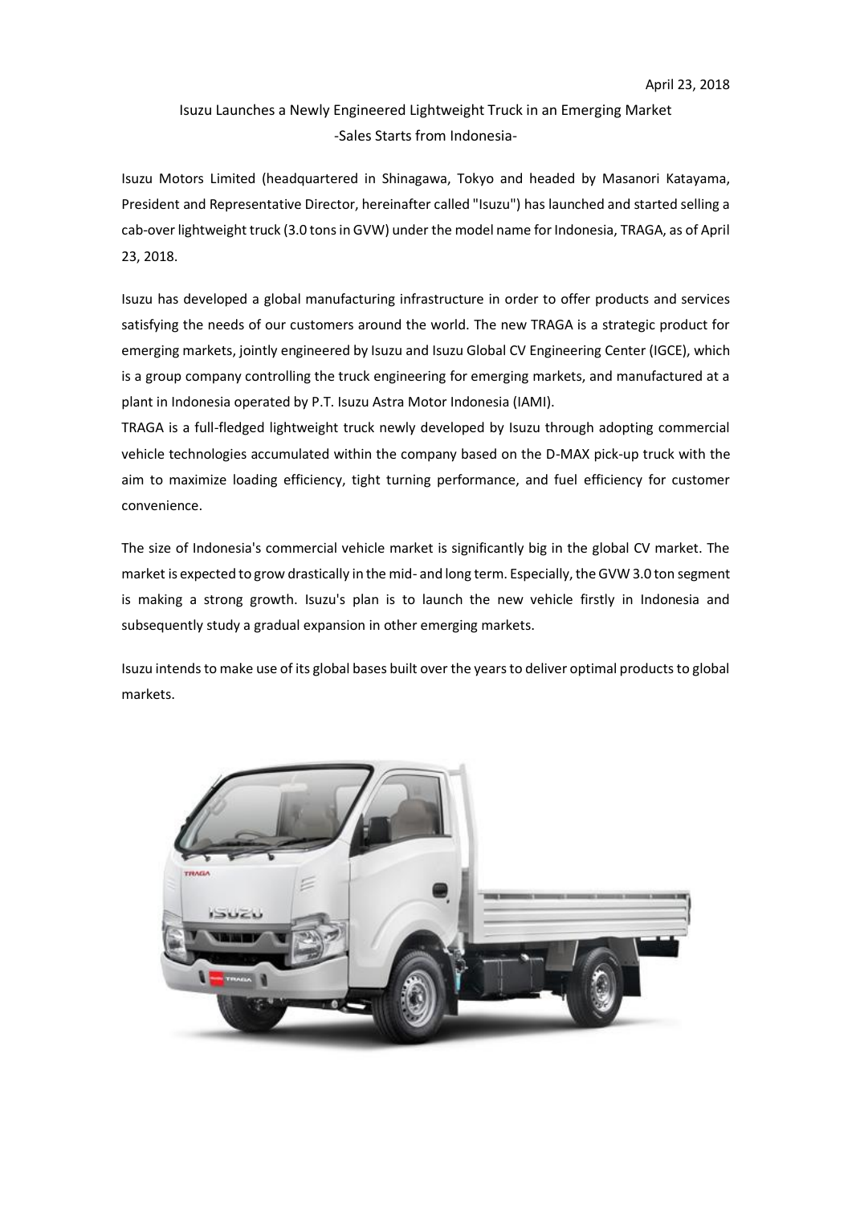April 23, 2018

# Isuzu Launches a Newly Engineered Lightweight Truck in an Emerging Market
## -Sales Starts from Indonesia-

Isuzu Motors Limited (headquartered in Shinagawa, Tokyo and headed by Masanori Katayama, President and Representative Director, hereinafter called "Isuzu") has launched and started selling a cab-over lightweight truck (3.0 tons in GVW) under the model name for Indonesia, TRAGA, as of April 23, 2018.

Isuzu has developed a global manufacturing infrastructure in order to offer products and services satisfying the needs of our customers around the world. The new TRAGA is a strategic product for emerging markets, jointly engineered by Isuzu and Isuzu Global CV Engineering Center (IGCE), which is a group company controlling the truck engineering for emerging markets, and manufactured at a plant in Indonesia operated by P.T. Isuzu Astra Motor Indonesia (IAMI).
TRAGA is a full-fledged lightweight truck newly developed by Isuzu through adopting commercial vehicle technologies accumulated within the company based on the D-MAX pick-up truck with the aim to maximize loading efficiency, tight turning performance, and fuel efficiency for customer convenience.

The size of Indonesia's commercial vehicle market is significantly big in the global CV market. The market is expected to grow drastically in the mid- and long term. Especially, the GVW 3.0 ton segment is making a strong growth. Isuzu's plan is to launch the new vehicle firstly in Indonesia and subsequently study a gradual expansion in other emerging markets.

Isuzu intends to make use of its global bases built over the years to deliver optimal products to global markets.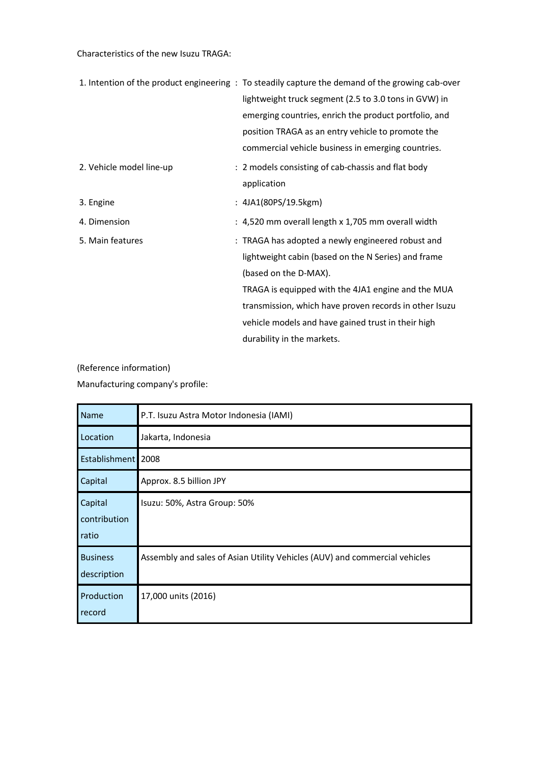Characteristics of the new Isuzu TRAGA:

1. Intention of the product engineering : To steadily capture the demand of the growing cab-over lightweight truck segment (2.5 to 3.0 tons in GVW) in emerging countries, enrich the product portfolio, and position TRAGA as an entry vehicle to promote the commercial vehicle business in emerging countries.
2. Vehicle model line-up : 2 models consisting of cab-chassis and flat body application
3. Engine : 4JA1(80PS/19.5kgm)
4. Dimension : 4,520 mm overall length x 1,705 mm overall width
5. Main features : TRAGA has adopted a newly engineered robust and lightweight cabin (based on the N Series) and frame (based on the D-MAX).
   TRAGA is equipped with the 4JA1 engine and the MUA transmission, which have proven records in other Isuzu vehicle models and have gained trust in their high durability in the markets.

(Reference information)

Manufacturing company's profile:

| Name | P.T. Isuzu Astra Motor Indonesia (IAMI) |
|---|---|
| Location | Jakarta, Indonesia |
| Establishment | 2008 |
| Capital | Approx. 8.5 billion JPY |
| Capital contribution ratio | Isuzu: 50%, Astra Group: 50% |
| Business description | Assembly and sales of Asian Utility Vehicles (AUV) and commercial vehicles |
| Production record | 17,000 units (2016) |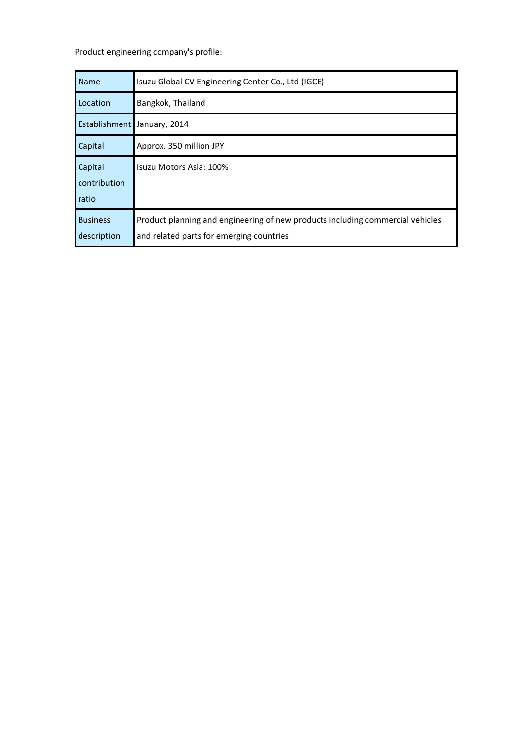Product engineering company's profile:

| | |
|---|---|
| Name | Isuzu Global CV Engineering Center Co., Ltd (IGCE) |
| Location | Bangkok, Thailand |
| Establishment | January, 2014 |
| Capital | Approx. 350 million JPY |
| Capital contribution ratio | Isuzu Motors Asia: 100% |
| Business description | Product planning and engineering of new products including commercial vehicles and related parts for emerging countries |